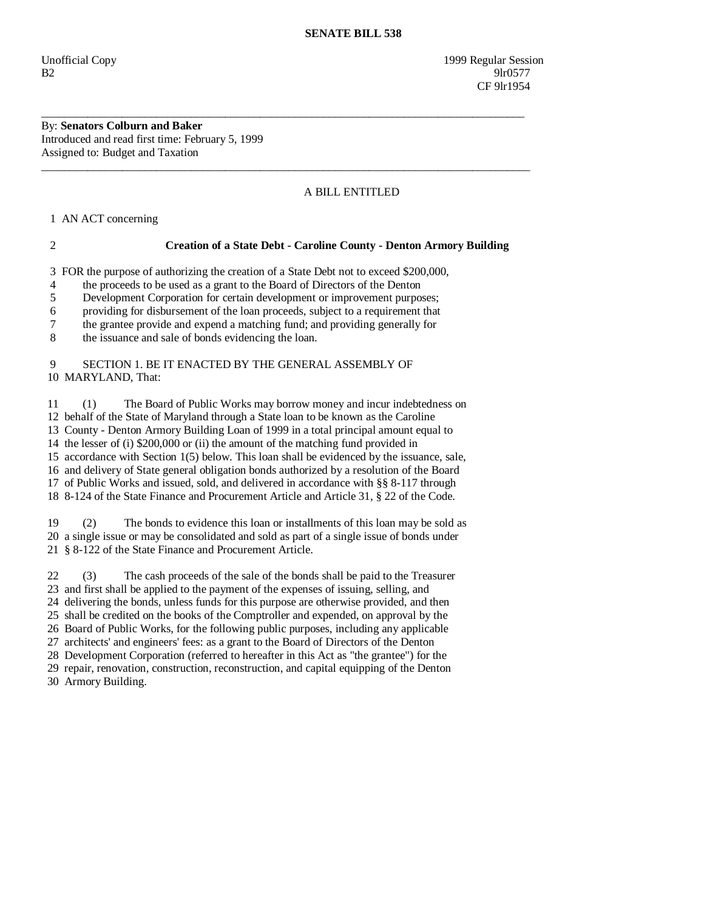# SENATE BILL 538

Unofficial Copy 1999 Regular Session
B2 9lr0577
CF 9lr1954

---

By: **Senators Colburn and Baker**
Introduced and read first time: February 5, 1999
Assigned to: Budget and Taxation

---

A BILL ENTITLED

1 AN ACT concerning

2 **Creation of a State Debt - Caroline County - Denton Armory Building**

3 FOR the purpose of authorizing the creation of a State Debt not to exceed $200,000,
4 the proceeds to be used as a grant to the Board of Directors of the Denton
5 Development Corporation for certain development or improvement purposes;
6 providing for disbursement of the loan proceeds, subject to a requirement that
7 the grantee provide and expend a matching fund; and providing generally for
8 the issuance and sale of bonds evidencing the loan.

9 SECTION 1. BE IT ENACTED BY THE GENERAL ASSEMBLY OF
10 MARYLAND, That:

11 (1) The Board of Public Works may borrow money and incur indebtedness on
12 behalf of the State of Maryland through a State loan to be known as the Caroline
13 County - Denton Armory Building Loan of 1999 in a total principal amount equal to
14 the lesser of (i) $200,000 or (ii) the amount of the matching fund provided in
15 accordance with Section 1(5) below. This loan shall be evidenced by the issuance, sale,
16 and delivery of State general obligation bonds authorized by a resolution of the Board
17 of Public Works and issued, sold, and delivered in accordance with §§ 8-117 through
18 8-124 of the State Finance and Procurement Article and Article 31, § 22 of the Code.

19 (2) The bonds to evidence this loan or installments of this loan may be sold as
20 a single issue or may be consolidated and sold as part of a single issue of bonds under
21 § 8-122 of the State Finance and Procurement Article.

22 (3) The cash proceeds of the sale of the bonds shall be paid to the Treasurer
23 and first shall be applied to the payment of the expenses of issuing, selling, and
24 delivering the bonds, unless funds for this purpose are otherwise provided, and then
25 shall be credited on the books of the Comptroller and expended, on approval by the
26 Board of Public Works, for the following public purposes, including any applicable
27 architects' and engineers' fees: as a grant to the Board of Directors of the Denton
28 Development Corporation (referred to hereafter in this Act as "the grantee") for the
29 repair, renovation, construction, reconstruction, and capital equipping of the Denton
30 Armory Building.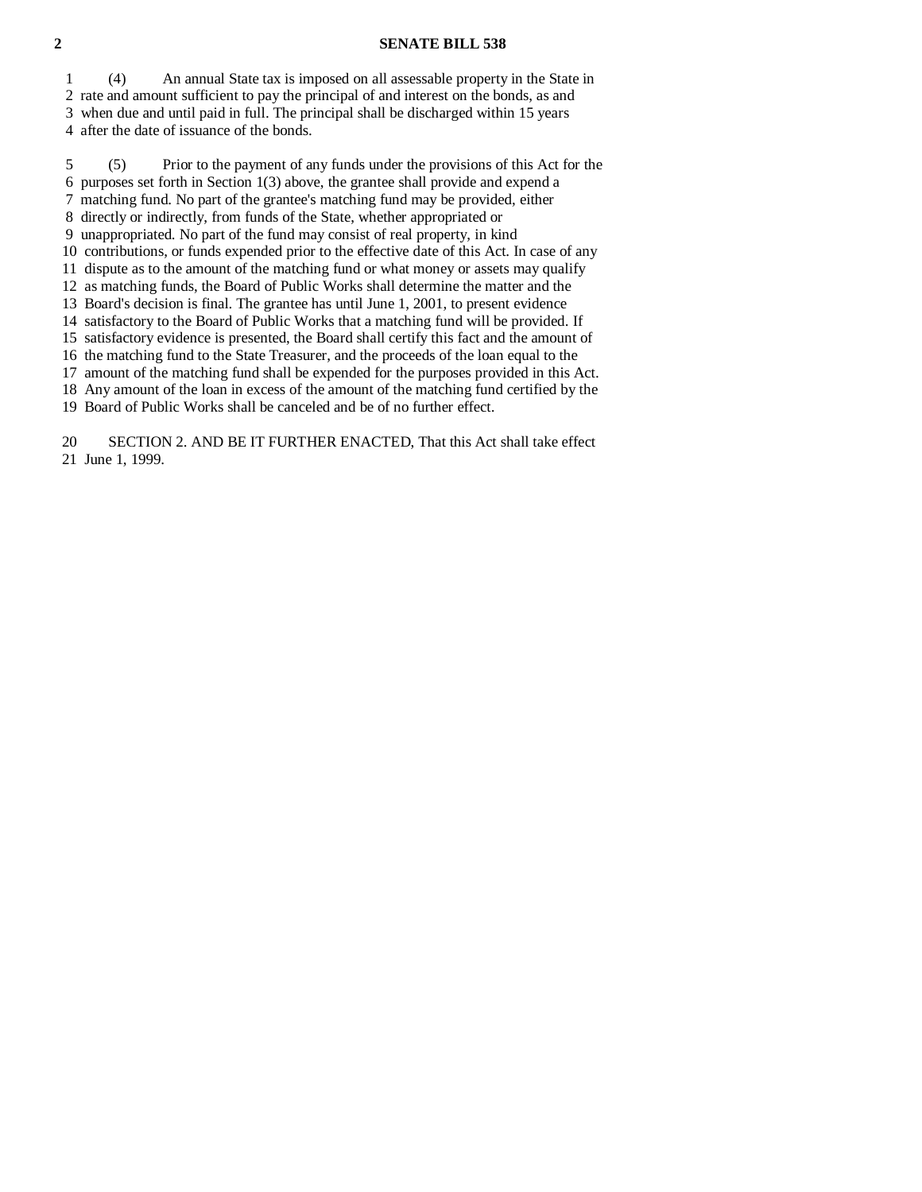(4) An annual State tax is imposed on all assessable property in the State in rate and amount sufficient to pay the principal of and interest on the bonds, as and when due and until paid in full. The principal shall be discharged within 15 years after the date of issuance of the bonds.

(5) Prior to the payment of any funds under the provisions of this Act for the purposes set forth in Section 1(3) above, the grantee shall provide and expend a matching fund. No part of the grantee's matching fund may be provided, either directly or indirectly, from funds of the State, whether appropriated or unappropriated. No part of the fund may consist of real property, in kind contributions, or funds expended prior to the effective date of this Act. In case of any dispute as to the amount of the matching fund or what money or assets may qualify as matching funds, the Board of Public Works shall determine the matter and the Board's decision is final. The grantee has until June 1, 2001, to present evidence satisfactory to the Board of Public Works that a matching fund will be provided. If satisfactory evidence is presented, the Board shall certify this fact and the amount of the matching fund to the State Treasurer, and the proceeds of the loan equal to the amount of the matching fund shall be expended for the purposes provided in this Act. Any amount of the loan in excess of the amount of the matching fund certified by the Board of Public Works shall be canceled and be of no further effect.

SECTION 2. AND BE IT FURTHER ENACTED, That this Act shall take effect June 1, 1999.